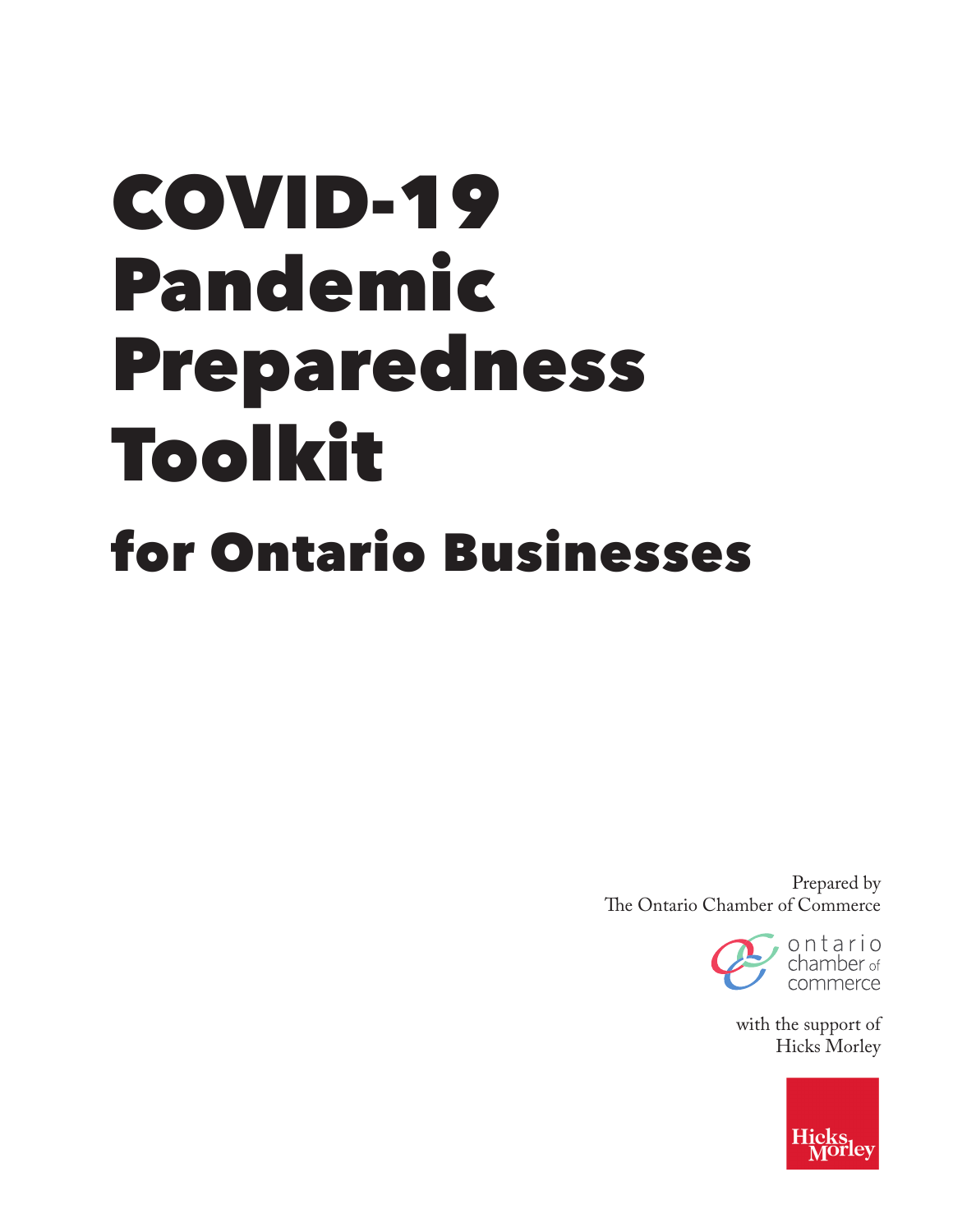# COVID-19 Pandemic Preparedness Toolkit

## for Ontario Businesses

Prepared by
The Ontario Chamber of Commerce

ontario chamber of commerce

with the support of
Hicks Morley

Hicks Morley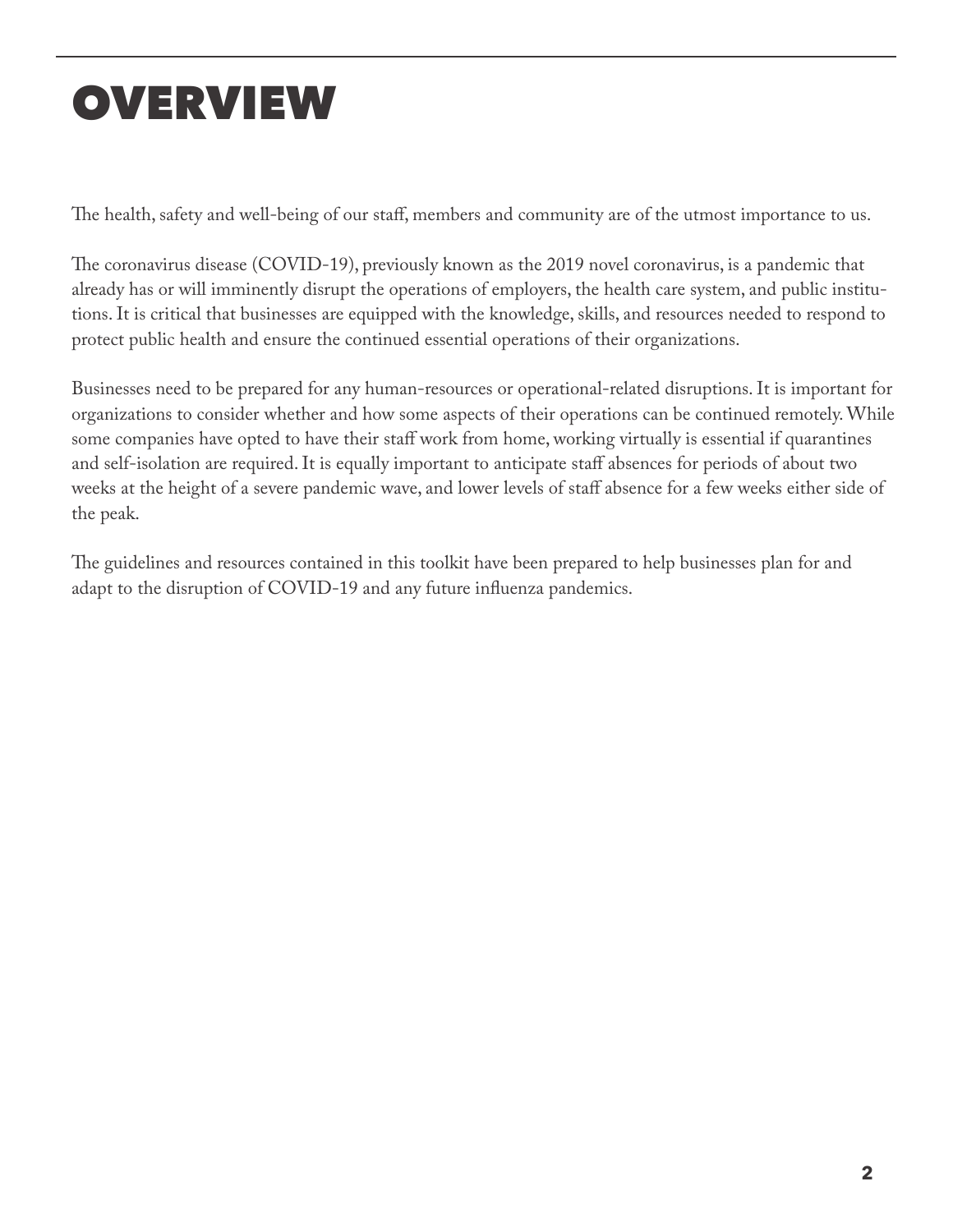# OVERVIEW

The health, safety and well-being of our staff, members and community are of the utmost importance to us.

The coronavirus disease (COVID-19), previously known as the 2019 novel coronavirus, is a pandemic that already has or will imminently disrupt the operations of employers, the health care system, and public institutions. It is critical that businesses are equipped with the knowledge, skills, and resources needed to respond to protect public health and ensure the continued essential operations of their organizations.

Businesses need to be prepared for any human-resources or operational-related disruptions. It is important for organizations to consider whether and how some aspects of their operations can be continued remotely. While some companies have opted to have their staff work from home, working virtually is essential if quarantines and self-isolation are required. It is equally important to anticipate staff absences for periods of about two weeks at the height of a severe pandemic wave, and lower levels of staff absence for a few weeks either side of the peak.

The guidelines and resources contained in this toolkit have been prepared to help businesses plan for and adapt to the disruption of COVID-19 and any future influenza pandemics.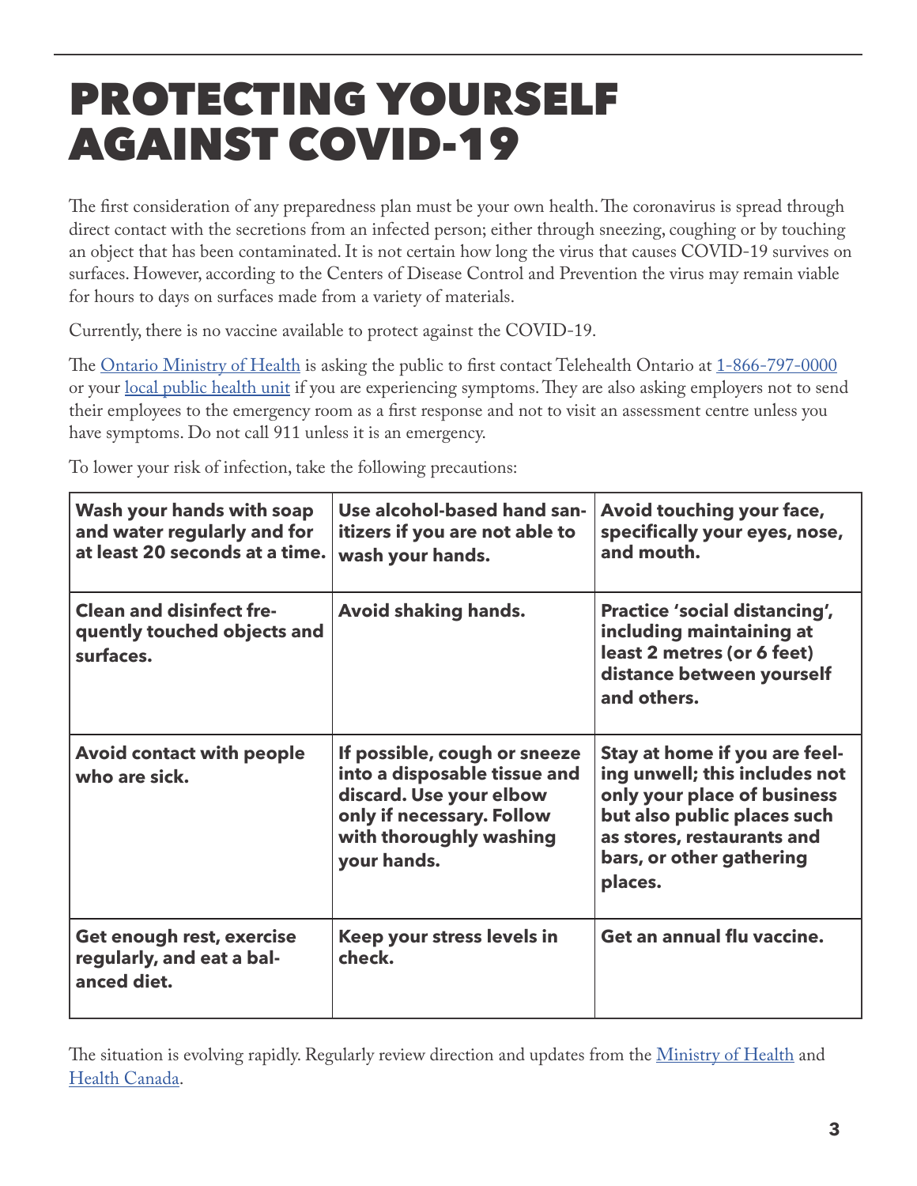# PROTECTING YOURSELF AGAINST COVID-19

The first consideration of any preparedness plan must be your own health. The coronavirus is spread through direct contact with the secretions from an infected person; either through sneezing, coughing or by touching an object that has been contaminated. It is not certain how long the virus that causes COVID-19 survives on surfaces. However, according to the Centers of Disease Control and Prevention the virus may remain viable for hours to days on surfaces made from a variety of materials.

Currently, there is no vaccine available to protect against the COVID-19.

The Ontario Ministry of Health is asking the public to first contact Telehealth Ontario at 1-866-797-0000 or your local public health unit if you are experiencing symptoms. They are also asking employers not to send their employees to the emergency room as a first response and not to visit an assessment centre unless you have symptoms. Do not call 911 unless it is an emergency.

To lower your risk of infection, take the following precautions:

| | | |
|---|---|---|
| **Wash your hands with soap and water regularly and for at least 20 seconds at a time.** | **Use alcohol-based hand sanitizers if you are not able to wash your hands.** | **Avoid touching your face, specifically your eyes, nose, and mouth.** |
| **Clean and disinfect frequently touched objects and surfaces.** | **Avoid shaking hands.** | **Practice 'social distancing', including maintaining at least 2 metres (or 6 feet) distance between yourself and others.** |
| **Avoid contact with people who are sick.** | **If possible, cough or sneeze into a disposable tissue and discard. Use your elbow only if necessary. Follow with thoroughly washing your hands.** | **Stay at home if you are feeling unwell; this includes not only your place of business but also public places such as stores, restaurants and bars, or other gathering places.** |
| **Get enough rest, exercise regularly, and eat a balanced diet.** | **Keep your stress levels in check.** | **Get an annual flu vaccine.** |

The situation is evolving rapidly. Regularly review direction and updates from the Ministry of Health and Health Canada.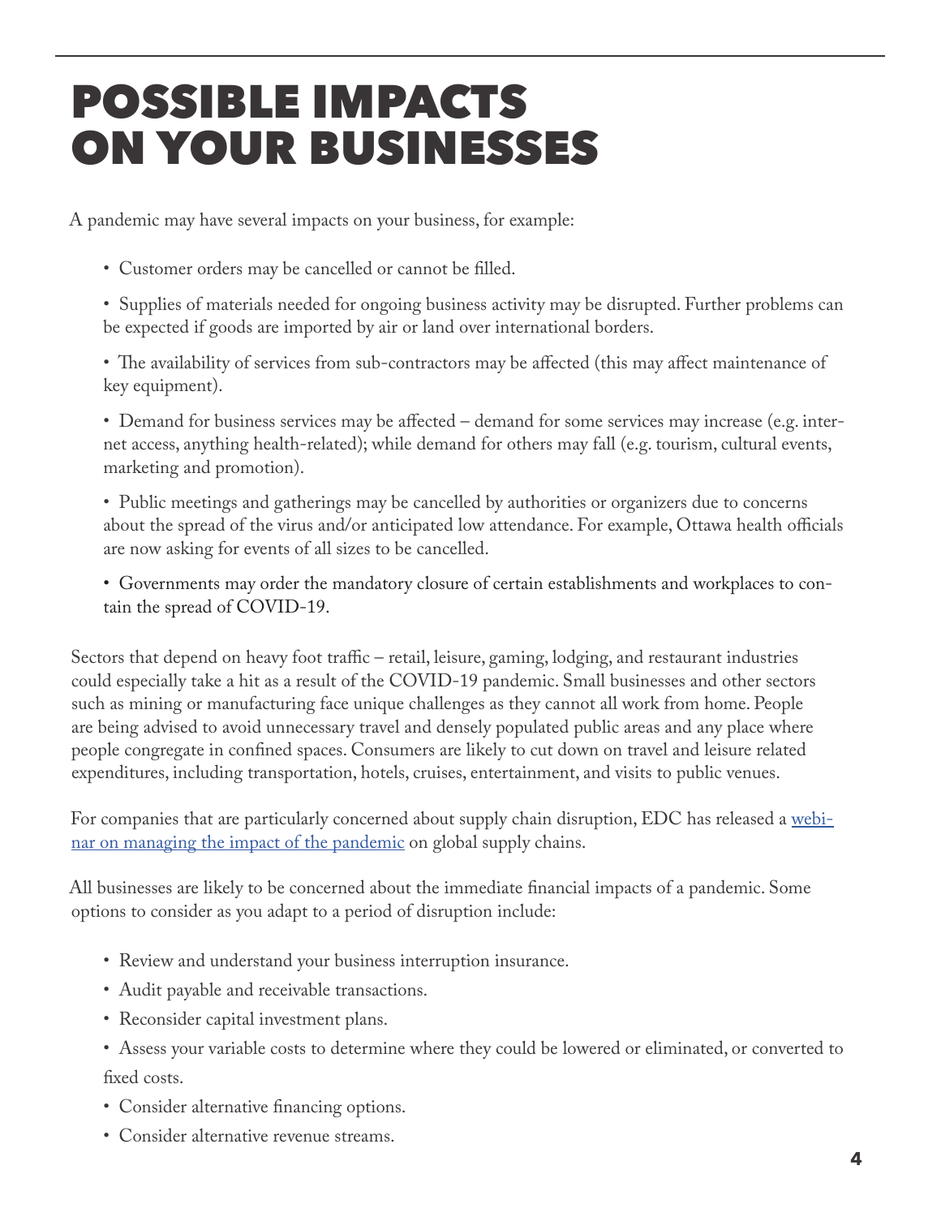# POSSIBLE IMPACTS ON YOUR BUSINESSES

A pandemic may have several impacts on your business, for example:

- Customer orders may be cancelled or cannot be filled.
- Supplies of materials needed for ongoing business activity may be disrupted. Further problems can be expected if goods are imported by air or land over international borders.
- The availability of services from sub-contractors may be affected (this may affect maintenance of key equipment).
- Demand for business services may be affected – demand for some services may increase (e.g. internet access, anything health-related); while demand for others may fall (e.g. tourism, cultural events, marketing and promotion).
- Public meetings and gatherings may be cancelled by authorities or organizers due to concerns about the spread of the virus and/or anticipated low attendance. For example, Ottawa health officials are now asking for events of all sizes to be cancelled.
- Governments may order the mandatory closure of certain establishments and workplaces to contain the spread of COVID-19.

Sectors that depend on heavy foot traffic – retail, leisure, gaming, lodging, and restaurant industries could especially take a hit as a result of the COVID-19 pandemic. Small businesses and other sectors such as mining or manufacturing face unique challenges as they cannot all work from home. People are being advised to avoid unnecessary travel and densely populated public areas and any place where people congregate in confined spaces. Consumers are likely to cut down on travel and leisure related expenditures, including transportation, hotels, cruises, entertainment, and visits to public venues.

For companies that are particularly concerned about supply chain disruption, EDC has released a webinar on managing the impact of the pandemic on global supply chains.

All businesses are likely to be concerned about the immediate financial impacts of a pandemic. Some options to consider as you adapt to a period of disruption include:

- Review and understand your business interruption insurance.
- Audit payable and receivable transactions.
- Reconsider capital investment plans.
- Assess your variable costs to determine where they could be lowered or eliminated, or converted to fixed costs.
- Consider alternative financing options.
- Consider alternative revenue streams.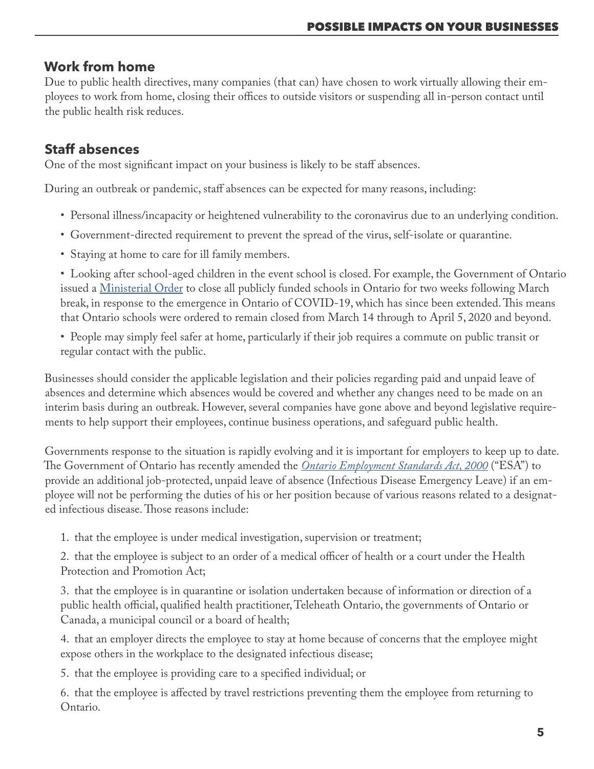## Work from home

Due to public health directives, many companies (that can) have chosen to work virtually allowing their employees to work from home, closing their offices to outside visitors or suspending all in-person contact until the public health risk reduces.

## Staff absences

One of the most significant impact on your business is likely to be staff absences.

During an outbreak or pandemic, staff absences can be expected for many reasons, including:

- Personal illness/incapacity or heightened vulnerability to the coronavirus due to an underlying condition.
- Government-directed requirement to prevent the spread of the virus, self-isolate or quarantine.
- Staying at home to care for ill family members.
- Looking after school-aged children in the event school is closed. For example, the Government of Ontario issued a [Ministerial Order] to close all publicly funded schools in Ontario for two weeks following March break, in response to the emergence in Ontario of COVID-19, which has since been extended. This means that Ontario schools were ordered to remain closed from March 14 through to April 5, 2020 and beyond.
- People may simply feel safer at home, particularly if their job requires a commute on public transit or regular contact with the public.

Businesses should consider the applicable legislation and their policies regarding paid and unpaid leave of absences and determine which absences would be covered and whether any changes need to be made on an interim basis during an outbreak. However, several companies have gone above and beyond legislative requirements to help support their employees, continue business operations, and safeguard public health.

Governments response to the situation is rapidly evolving and it is important for employers to keep up to date. The Government of Ontario has recently amended the *Ontario Employment Standards Act, 2000* ("ESA") to provide an additional job-protected, unpaid leave of absence (Infectious Disease Emergency Leave) if an employee will not be performing the duties of his or her position because of various reasons related to a designated infectious disease. Those reasons include:

1. that the employee is under medical investigation, supervision or treatment;
2. that the employee is subject to an order of a medical officer of health or a court under the Health Protection and Promotion Act;
3. that the employee is in quarantine or isolation undertaken because of information or direction of a public health official, qualified health practitioner, Teleheath Ontario, the governments of Ontario or Canada, a municipal council or a board of health;
4. that an employer directs the employee to stay at home because of concerns that the employee might expose others in the workplace to the designated infectious disease;
5. that the employee is providing care to a specified individual; or
6. that the employee is affected by travel restrictions preventing them the employee from returning to Ontario.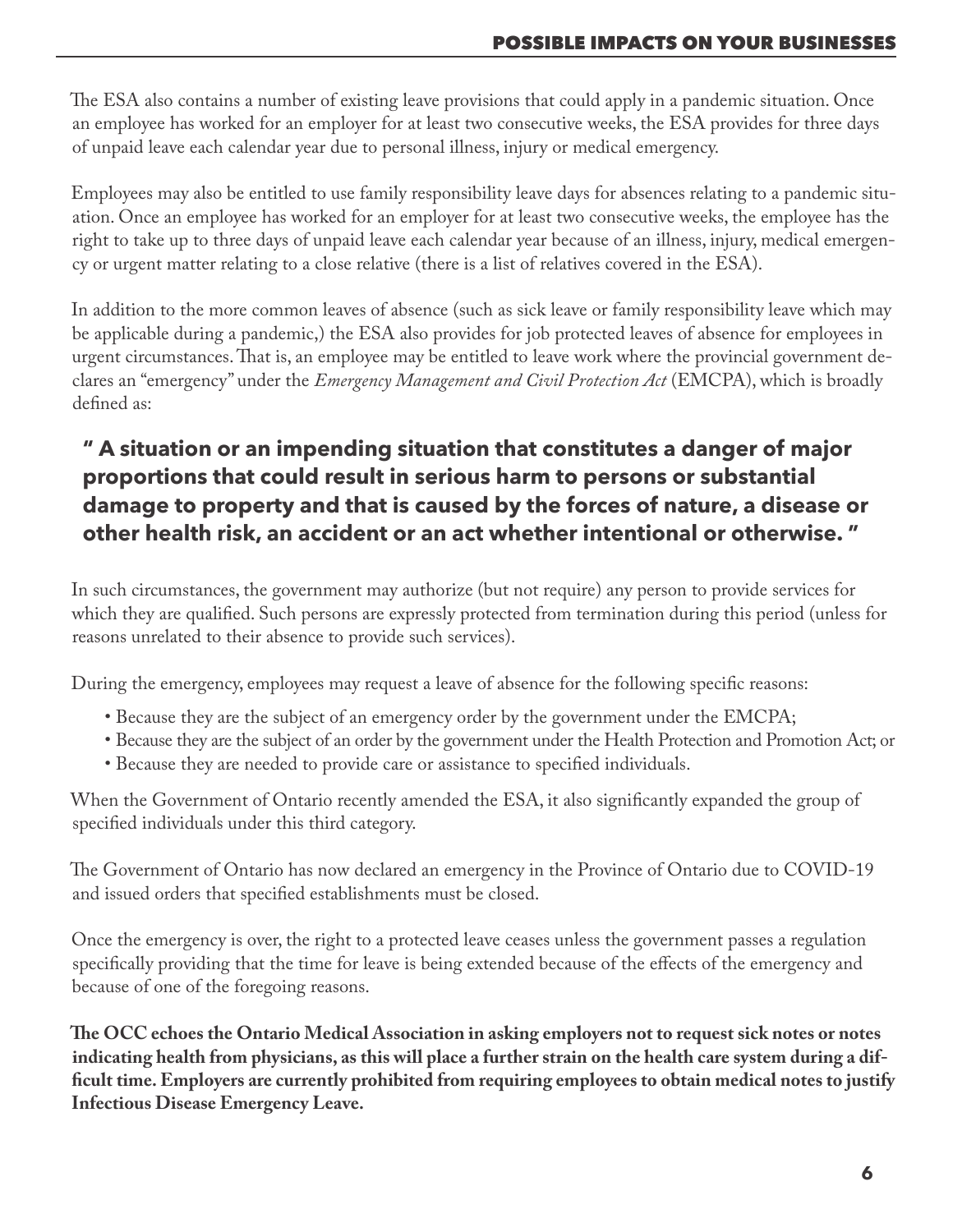The ESA also contains a number of existing leave provisions that could apply in a pandemic situation. Once an employee has worked for an employer for at least two consecutive weeks, the ESA provides for three days of unpaid leave each calendar year due to personal illness, injury or medical emergency.

Employees may also be entitled to use family responsibility leave days for absences relating to a pandemic situation. Once an employee has worked for an employer for at least two consecutive weeks, the employee has the right to take up to three days of unpaid leave each calendar year because of an illness, injury, medical emergency or urgent matter relating to a close relative (there is a list of relatives covered in the ESA).

In addition to the more common leaves of absence (such as sick leave or family responsibility leave which may be applicable during a pandemic,) the ESA also provides for job protected leaves of absence for employees in urgent circumstances. That is, an employee may be entitled to leave work where the provincial government declares an "emergency" under the *Emergency Management and Civil Protection Act* (EMCPA), which is broadly defined as:

> **" A situation or an impending situation that constitutes a danger of major proportions that could result in serious harm to persons or substantial damage to property and that is caused by the forces of nature, a disease or other health risk, an accident or an act whether intentional or otherwise. "**

In such circumstances, the government may authorize (but not require) any person to provide services for which they are qualified. Such persons are expressly protected from termination during this period (unless for reasons unrelated to their absence to provide such services).

During the emergency, employees may request a leave of absence for the following specific reasons:

- Because they are the subject of an emergency order by the government under the EMCPA;
- Because they are the subject of an order by the government under the Health Protection and Promotion Act; or
- Because they are needed to provide care or assistance to specified individuals.

When the Government of Ontario recently amended the ESA, it also significantly expanded the group of specified individuals under this third category.

The Government of Ontario has now declared an emergency in the Province of Ontario due to COVID-19 and issued orders that specified establishments must be closed.

Once the emergency is over, the right to a protected leave ceases unless the government passes a regulation specifically providing that the time for leave is being extended because of the effects of the emergency and because of one of the foregoing reasons.

**The OCC echoes the Ontario Medical Association in asking employers not to request sick notes or notes indicating health from physicians, as this will place a further strain on the health care system during a difficult time. Employers are currently prohibited from requiring employees to obtain medical notes to justify Infectious Disease Emergency Leave.**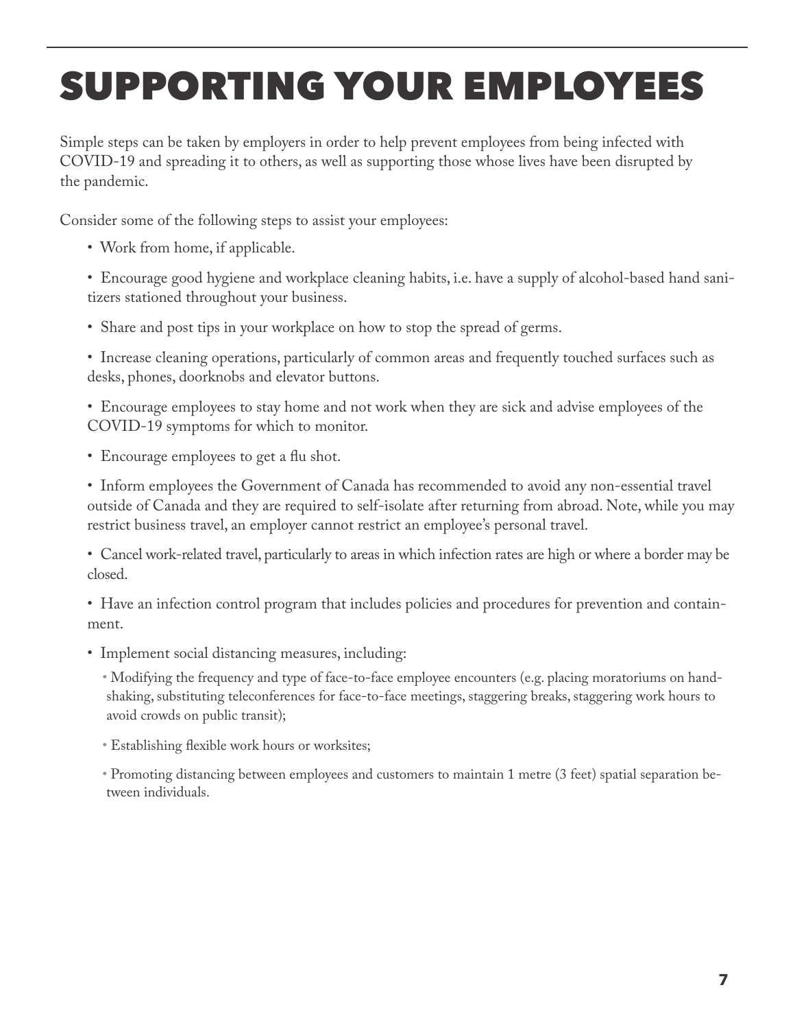# SUPPORTING YOUR EMPLOYEES

Simple steps can be taken by employers in order to help prevent employees from being infected with COVID-19 and spreading it to others, as well as supporting those whose lives have been disrupted by the pandemic.

Consider some of the following steps to assist your employees:

- Work from home, if applicable.
- Encourage good hygiene and workplace cleaning habits, i.e. have a supply of alcohol-based hand sanitizers stationed throughout your business.
- Share and post tips in your workplace on how to stop the spread of germs.
- Increase cleaning operations, particularly of common areas and frequently touched surfaces such as desks, phones, doorknobs and elevator buttons.
- Encourage employees to stay home and not work when they are sick and advise employees of the COVID-19 symptoms for which to monitor.
- Encourage employees to get a flu shot.
- Inform employees the Government of Canada has recommended to avoid any non-essential travel outside of Canada and they are required to self-isolate after returning from abroad. Note, while you may restrict business travel, an employer cannot restrict an employee's personal travel.
- Cancel work-related travel, particularly to areas in which infection rates are high or where a border may be closed.
- Have an infection control program that includes policies and procedures for prevention and containment.
- Implement social distancing measures, including:
  - Modifying the frequency and type of face-to-face employee encounters (e.g. placing moratoriums on handshaking, substituting teleconferences for face-to-face meetings, staggering breaks, staggering work hours to avoid crowds on public transit);
  - Establishing flexible work hours or worksites;
  - Promoting distancing between employees and customers to maintain 1 metre (3 feet) spatial separation between individuals.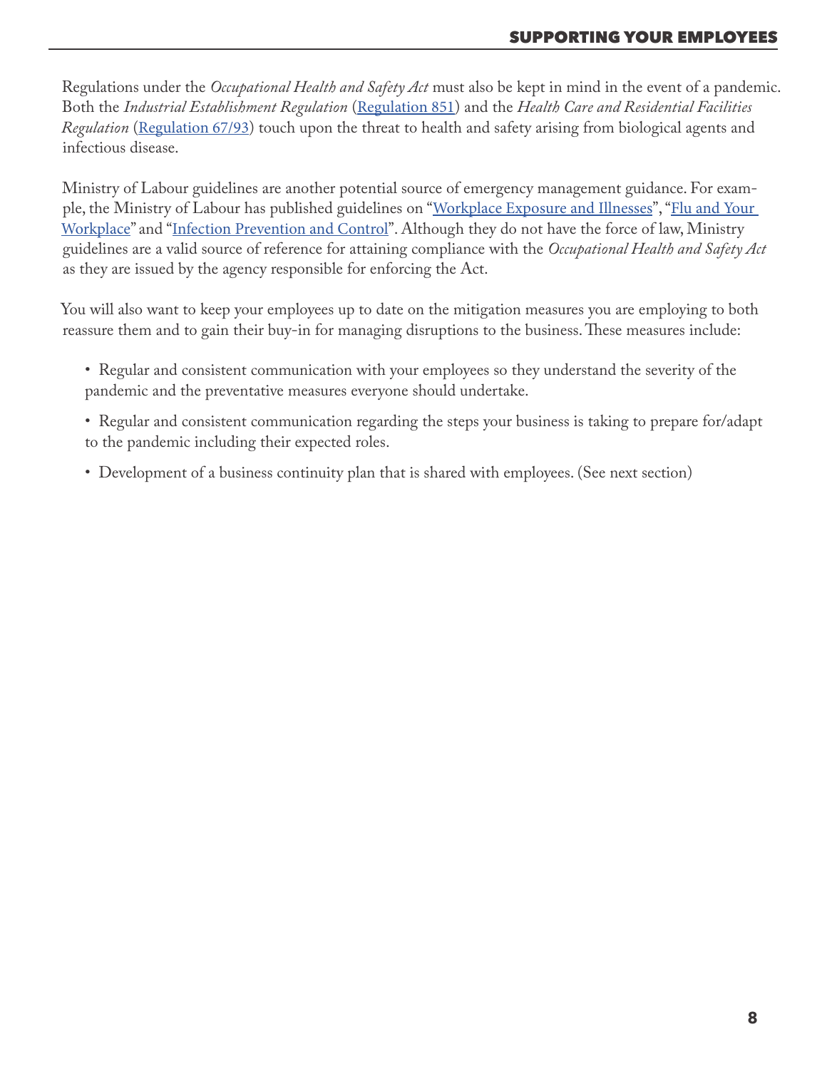Regulations under the *Occupational Health and Safety Act* must also be kept in mind in the event of a pandemic. Both the *Industrial Establishment Regulation* (Regulation 851) and the *Health Care and Residential Facilities Regulation* (Regulation 67/93) touch upon the threat to health and safety arising from biological agents and infectious disease.

Ministry of Labour guidelines are another potential source of emergency management guidance. For example, the Ministry of Labour has published guidelines on "Workplace Exposure and Illnesses", "Flu and Your Workplace" and "Infection Prevention and Control". Although they do not have the force of law, Ministry guidelines are a valid source of reference for attaining compliance with the *Occupational Health and Safety Act* as they are issued by the agency responsible for enforcing the Act.

You will also want to keep your employees up to date on the mitigation measures you are employing to both reassure them and to gain their buy-in for managing disruptions to the business. These measures include:

- Regular and consistent communication with your employees so they understand the severity of the pandemic and the preventative measures everyone should undertake.
- Regular and consistent communication regarding the steps your business is taking to prepare for/adapt to the pandemic including their expected roles.
- Development of a business continuity plan that is shared with employees. (See next section)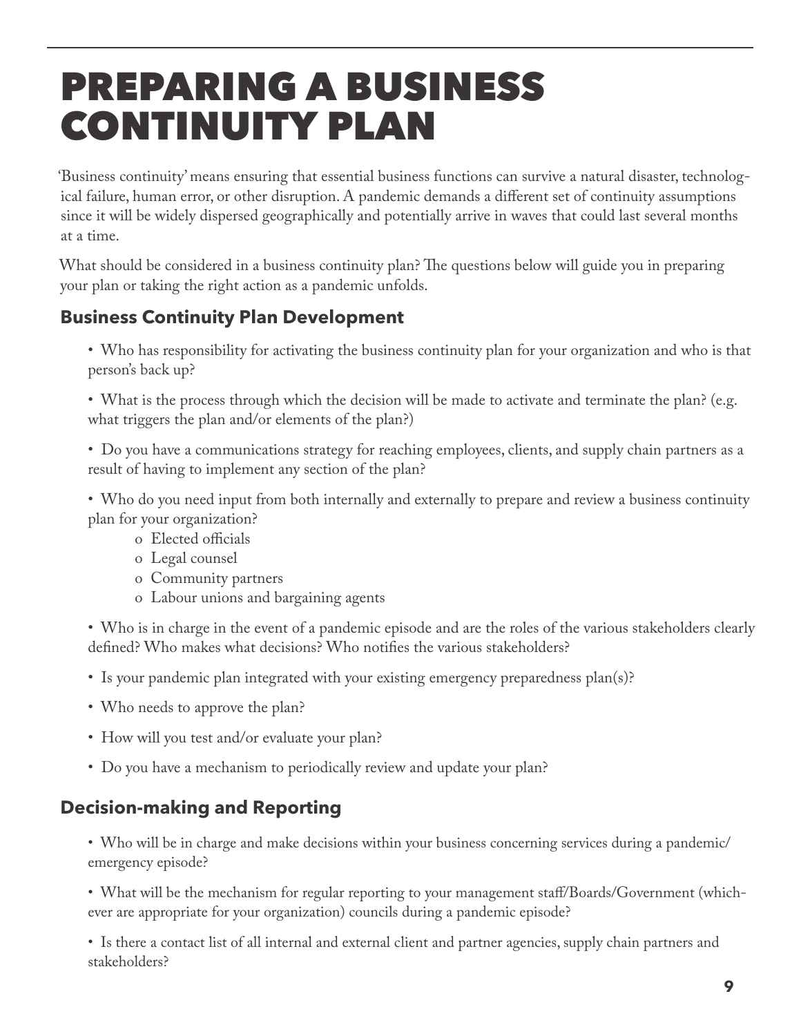# PREPARING A BUSINESS CONTINUITY PLAN

'Business continuity' means ensuring that essential business functions can survive a natural disaster, technological failure, human error, or other disruption. A pandemic demands a different set of continuity assumptions since it will be widely dispersed geographically and potentially arrive in waves that could last several months at a time.

What should be considered in a business continuity plan? The questions below will guide you in preparing your plan or taking the right action as a pandemic unfolds.

## Business Continuity Plan Development

- Who has responsibility for activating the business continuity plan for your organization and who is that person's back up?
- What is the process through which the decision will be made to activate and terminate the plan? (e.g. what triggers the plan and/or elements of the plan?)
- Do you have a communications strategy for reaching employees, clients, and supply chain partners as a result of having to implement any section of the plan?
- Who do you need input from both internally and externally to prepare and review a business continuity plan for your organization?
    - Elected officials
    - Legal counsel
    - Community partners
    - Labour unions and bargaining agents
- Who is in charge in the event of a pandemic episode and are the roles of the various stakeholders clearly defined? Who makes what decisions? Who notifies the various stakeholders?
- Is your pandemic plan integrated with your existing emergency preparedness plan(s)?
- Who needs to approve the plan?
- How will you test and/or evaluate your plan?
- Do you have a mechanism to periodically review and update your plan?

## Decision-making and Reporting

- Who will be in charge and make decisions within your business concerning services during a pandemic/ emergency episode?
- What will be the mechanism for regular reporting to your management staff/Boards/Government (whichever are appropriate for your organization) councils during a pandemic episode?
- Is there a contact list of all internal and external client and partner agencies, supply chain partners and stakeholders?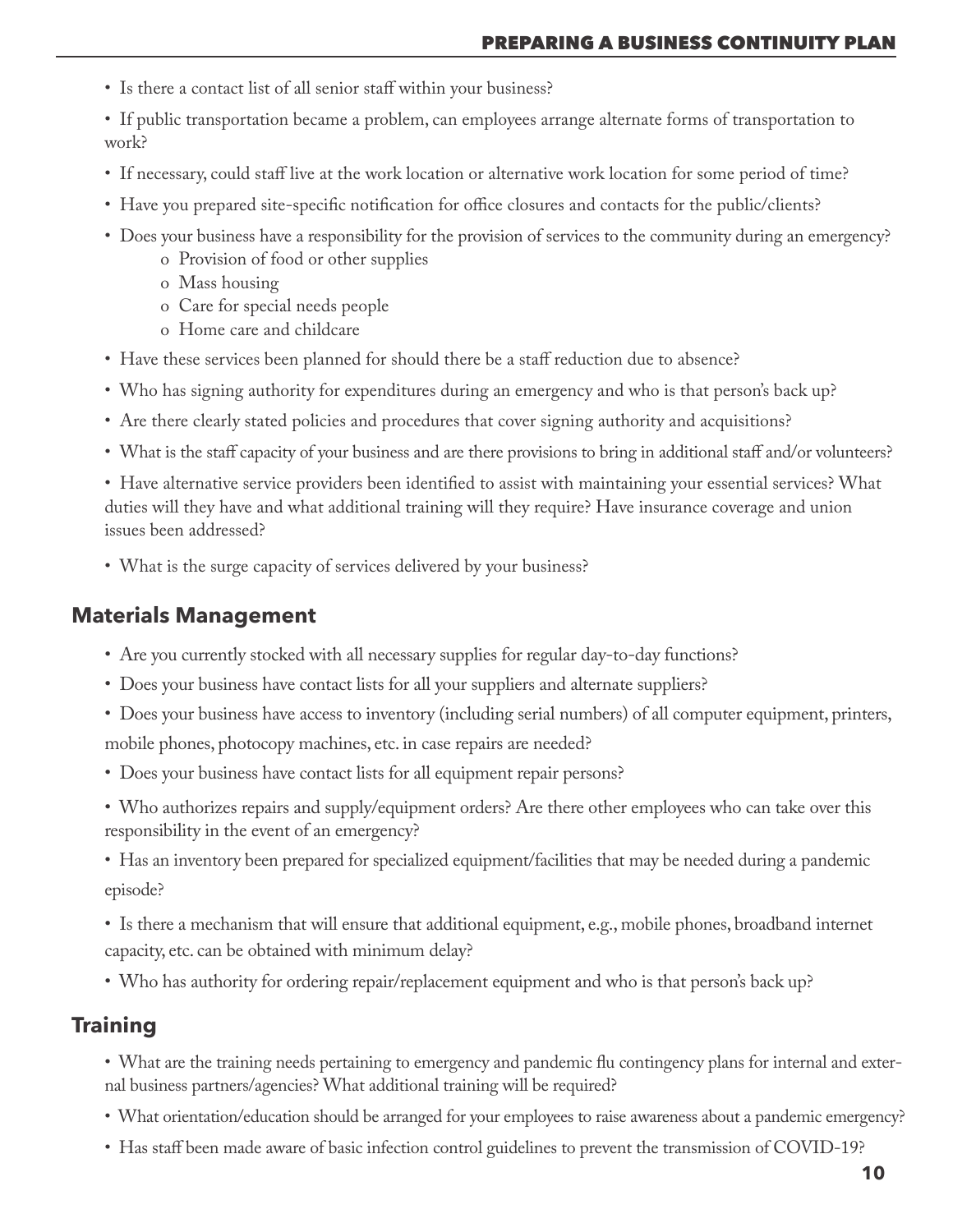- Is there a contact list of all senior staff within your business?
- If public transportation became a problem, can employees arrange alternate forms of transportation to work?
- If necessary, could staff live at the work location or alternative work location for some period of time?
- Have you prepared site-specific notification for office closures and contacts for the public/clients?
- Does your business have a responsibility for the provision of services to the community during an emergency?
  - Provision of food or other supplies
  - Mass housing
  - Care for special needs people
  - Home care and childcare
- Have these services been planned for should there be a staff reduction due to absence?
- Who has signing authority for expenditures during an emergency and who is that person's back up?
- Are there clearly stated policies and procedures that cover signing authority and acquisitions?
- What is the staff capacity of your business and are there provisions to bring in additional staff and/or volunteers?
- Have alternative service providers been identified to assist with maintaining your essential services? What duties will they have and what additional training will they require? Have insurance coverage and union issues been addressed?
- What is the surge capacity of services delivered by your business?

## Materials Management

- Are you currently stocked with all necessary supplies for regular day-to-day functions?
- Does your business have contact lists for all your suppliers and alternate suppliers?
- Does your business have access to inventory (including serial numbers) of all computer equipment, printers, mobile phones, photocopy machines, etc. in case repairs are needed?
- Does your business have contact lists for all equipment repair persons?
- Who authorizes repairs and supply/equipment orders? Are there other employees who can take over this responsibility in the event of an emergency?
- Has an inventory been prepared for specialized equipment/facilities that may be needed during a pandemic episode?
- Is there a mechanism that will ensure that additional equipment, e.g., mobile phones, broadband internet capacity, etc. can be obtained with minimum delay?
- Who has authority for ordering repair/replacement equipment and who is that person's back up?

## Training

- What are the training needs pertaining to emergency and pandemic flu contingency plans for internal and external business partners/agencies? What additional training will be required?
- What orientation/education should be arranged for your employees to raise awareness about a pandemic emergency?
- Has staff been made aware of basic infection control guidelines to prevent the transmission of COVID-19?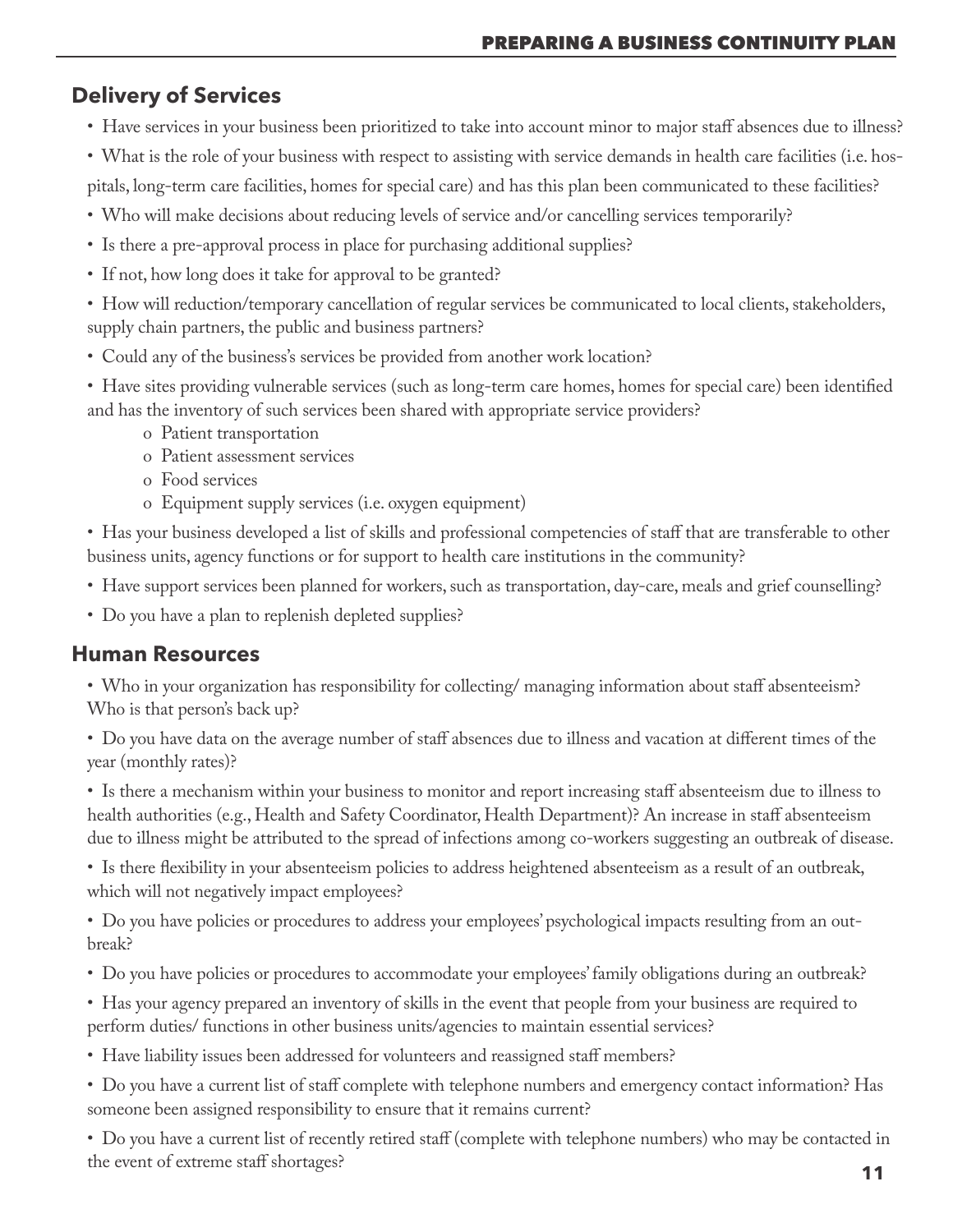## Delivery of Services

- Have services in your business been prioritized to take into account minor to major staff absences due to illness?
- What is the role of your business with respect to assisting with service demands in health care facilities (i.e. hospitals, long-term care facilities, homes for special care) and has this plan been communicated to these facilities?
- Who will make decisions about reducing levels of service and/or cancelling services temporarily?
- Is there a pre-approval process in place for purchasing additional supplies?
- If not, how long does it take for approval to be granted?
- How will reduction/temporary cancellation of regular services be communicated to local clients, stakeholders, supply chain partners, the public and business partners?
- Could any of the business's services be provided from another work location?
- Have sites providing vulnerable services (such as long-term care homes, homes for special care) been identified and has the inventory of such services been shared with appropriate service providers?
    - Patient transportation
    - Patient assessment services
    - Food services
    - Equipment supply services (i.e. oxygen equipment)
- Has your business developed a list of skills and professional competencies of staff that are transferable to other business units, agency functions or for support to health care institutions in the community?
- Have support services been planned for workers, such as transportation, day-care, meals and grief counselling?
- Do you have a plan to replenish depleted supplies?

## Human Resources

- Who in your organization has responsibility for collecting/ managing information about staff absenteeism? Who is that person's back up?
- Do you have data on the average number of staff absences due to illness and vacation at different times of the year (monthly rates)?
- Is there a mechanism within your business to monitor and report increasing staff absenteeism due to illness to health authorities (e.g., Health and Safety Coordinator, Health Department)? An increase in staff absenteeism due to illness might be attributed to the spread of infections among co-workers suggesting an outbreak of disease.
- Is there flexibility in your absenteeism policies to address heightened absenteeism as a result of an outbreak, which will not negatively impact employees?
- Do you have policies or procedures to address your employees' psychological impacts resulting from an outbreak?
- Do you have policies or procedures to accommodate your employees' family obligations during an outbreak?
- Has your agency prepared an inventory of skills in the event that people from your business are required to perform duties/ functions in other business units/agencies to maintain essential services?
- Have liability issues been addressed for volunteers and reassigned staff members?
- Do you have a current list of staff complete with telephone numbers and emergency contact information? Has someone been assigned responsibility to ensure that it remains current?
- Do you have a current list of recently retired staff (complete with telephone numbers) who may be contacted in the event of extreme staff shortages?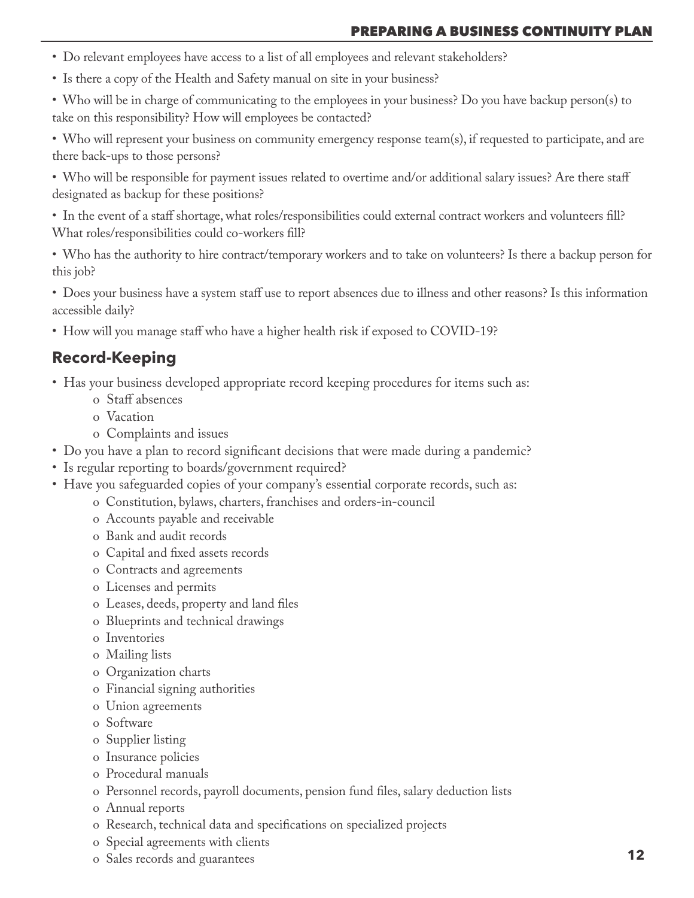- Do relevant employees have access to a list of all employees and relevant stakeholders?
- Is there a copy of the Health and Safety manual on site in your business?
- Who will be in charge of communicating to the employees in your business? Do you have backup person(s) to take on this responsibility? How will employees be contacted?
- Who will represent your business on community emergency response team(s), if requested to participate, and are there back-ups to those persons?
- Who will be responsible for payment issues related to overtime and/or additional salary issues? Are there staff designated as backup for these positions?
- In the event of a staff shortage, what roles/responsibilities could external contract workers and volunteers fill? What roles/responsibilities could co-workers fill?
- Who has the authority to hire contract/temporary workers and to take on volunteers? Is there a backup person for this job?
- Does your business have a system staff use to report absences due to illness and other reasons? Is this information accessible daily?
- How will you manage staff who have a higher health risk if exposed to COVID-19?

## Record-Keeping

- Has your business developed appropriate record keeping procedures for items such as:
  - Staff absences
  - Vacation
  - Complaints and issues
- Do you have a plan to record significant decisions that were made during a pandemic?
- Is regular reporting to boards/government required?
- Have you safeguarded copies of your company's essential corporate records, such as:
  - Constitution, bylaws, charters, franchises and orders-in-council
  - Accounts payable and receivable
  - Bank and audit records
  - Capital and fixed assets records
  - Contracts and agreements
  - Licenses and permits
  - Leases, deeds, property and land files
  - Blueprints and technical drawings
  - Inventories
  - Mailing lists
  - Organization charts
  - Financial signing authorities
  - Union agreements
  - Software
  - Supplier listing
  - Insurance policies
  - Procedural manuals
  - Personnel records, payroll documents, pension fund files, salary deduction lists
  - Annual reports
  - Research, technical data and specifications on specialized projects
  - Special agreements with clients
  - Sales records and guarantees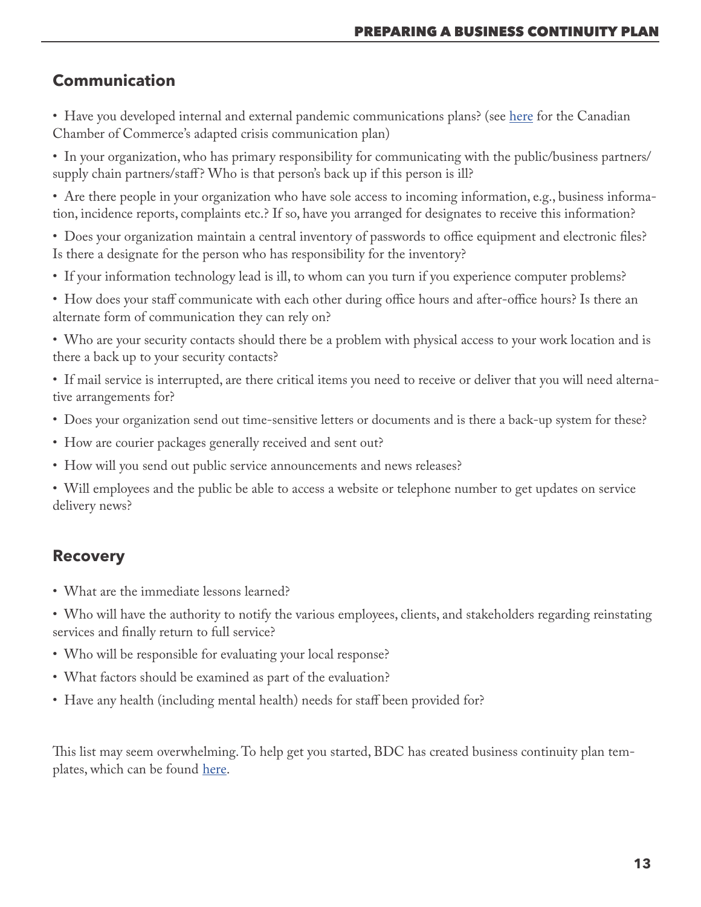## Communication

- Have you developed internal and external pandemic communications plans? (see here for the Canadian Chamber of Commerce's adapted crisis communication plan)
- In your organization, who has primary responsibility for communicating with the public/business partners/supply chain partners/staff? Who is that person's back up if this person is ill?
- Are there people in your organization who have sole access to incoming information, e.g., business information, incidence reports, complaints etc.? If so, have you arranged for designates to receive this information?
- Does your organization maintain a central inventory of passwords to office equipment and electronic files? Is there a designate for the person who has responsibility for the inventory?
- If your information technology lead is ill, to whom can you turn if you experience computer problems?
- How does your staff communicate with each other during office hours and after-office hours? Is there an alternate form of communication they can rely on?
- Who are your security contacts should there be a problem with physical access to your work location and is there a back up to your security contacts?
- If mail service is interrupted, are there critical items you need to receive or deliver that you will need alternative arrangements for?
- Does your organization send out time-sensitive letters or documents and is there a back-up system for these?
- How are courier packages generally received and sent out?
- How will you send out public service announcements and news releases?
- Will employees and the public be able to access a website or telephone number to get updates on service delivery news?

## Recovery

- What are the immediate lessons learned?
- Who will have the authority to notify the various employees, clients, and stakeholders regarding reinstating services and finally return to full service?
- Who will be responsible for evaluating your local response?
- What factors should be examined as part of the evaluation?
- Have any health (including mental health) needs for staff been provided for?

This list may seem overwhelming. To help get you started, BDC has created business continuity plan templates, which can be found here.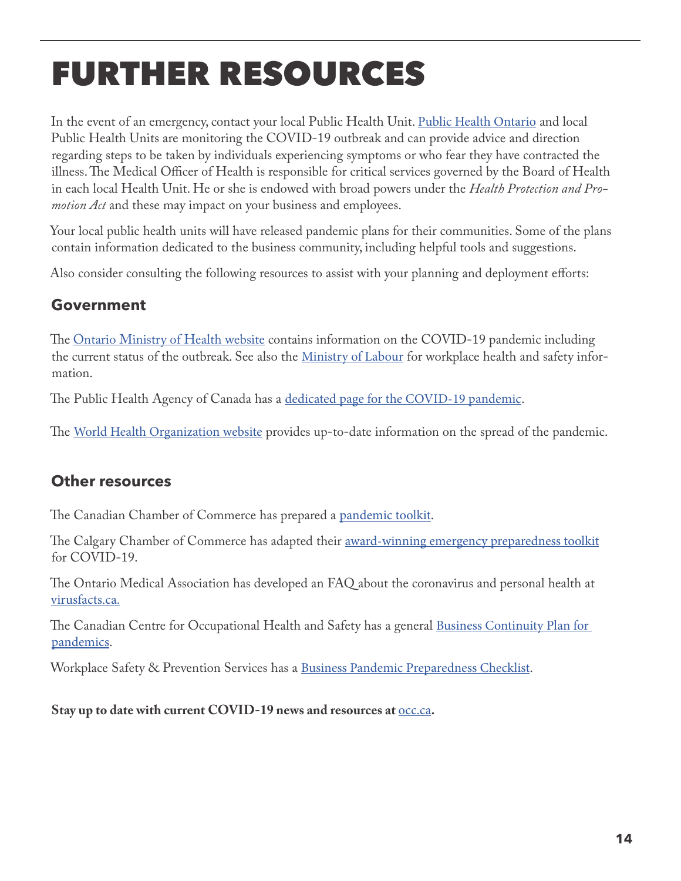# FURTHER RESOURCES

In the event of an emergency, contact your local Public Health Unit. Public Health Ontario and local Public Health Units are monitoring the COVID-19 outbreak and can provide advice and direction regarding steps to be taken by individuals experiencing symptoms or who fear they have contracted the illness. The Medical Officer of Health is responsible for critical services governed by the Board of Health in each local Health Unit. He or she is endowed with broad powers under the *Health Protection and Promotion Act* and these may impact on your business and employees.

Your local public health units will have released pandemic plans for their communities. Some of the plans contain information dedicated to the business community, including helpful tools and suggestions.

Also consider consulting the following resources to assist with your planning and deployment efforts:

## Government

The Ontario Ministry of Health website contains information on the COVID-19 pandemic including the current status of the outbreak. See also the Ministry of Labour for workplace health and safety information.

The Public Health Agency of Canada has a dedicated page for the COVID-19 pandemic.

The World Health Organization website provides up-to-date information on the spread of the pandemic.

## Other resources

The Canadian Chamber of Commerce has prepared a pandemic toolkit.

The Calgary Chamber of Commerce has adapted their award-winning emergency preparedness toolkit for COVID-19.

The Ontario Medical Association has developed an FAQ about the coronavirus and personal health at virusfacts.ca.

The Canadian Centre for Occupational Health and Safety has a general Business Continuity Plan for pandemics.

Workplace Safety & Prevention Services has a Business Pandemic Preparedness Checklist.

**Stay up to date with current COVID-19 news and resources at occ.ca.**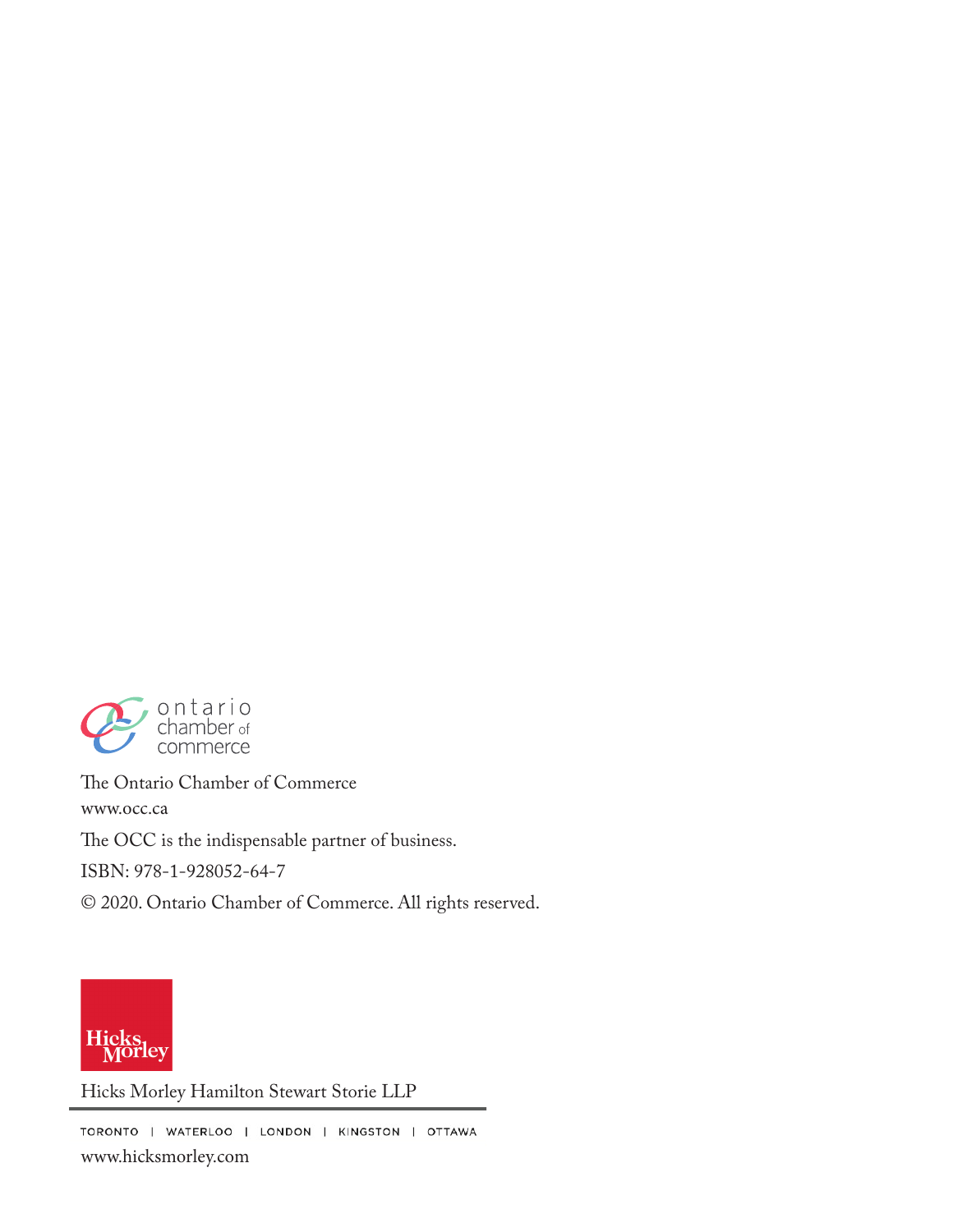ontario chamber of commerce

The Ontario Chamber of Commerce

www.occ.ca

The OCC is the indispensable partner of business.

ISBN: 978-1-928052-64-7

© 2020. Ontario Chamber of Commerce. All rights reserved.

Hicks Morley

Hicks Morley Hamilton Stewart Storie LLP

TORONTO | WATERLOO | LONDON | KINGSTON | OTTAWA

www.hicksmorley.com